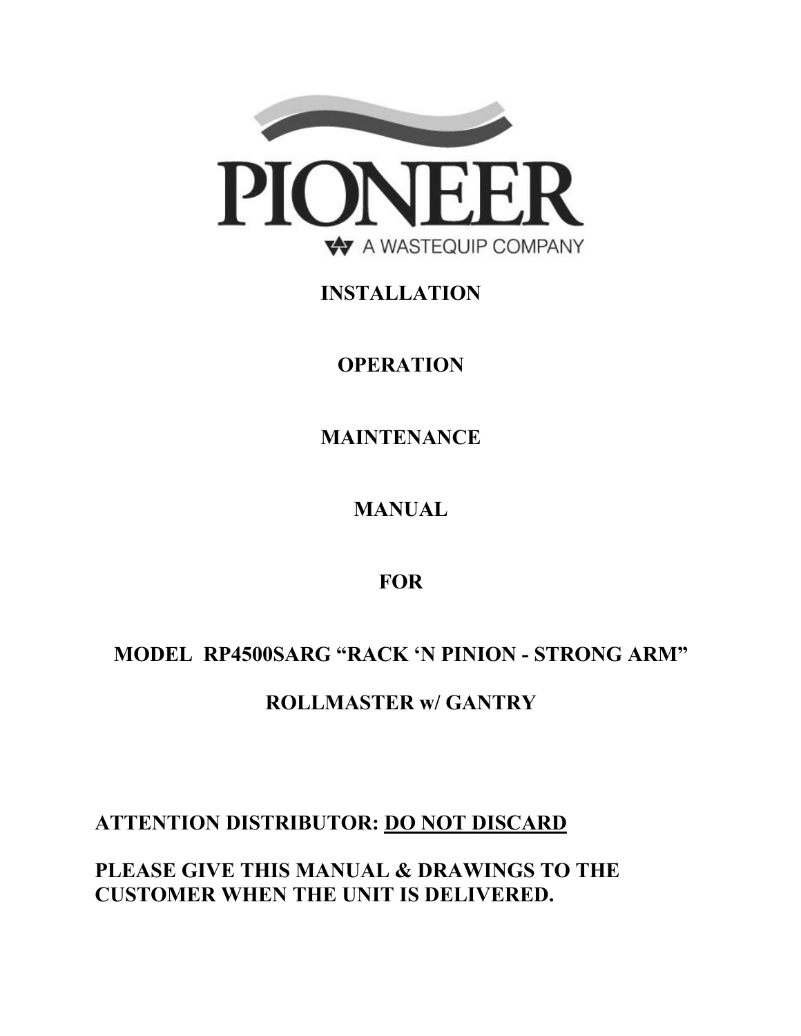PIONEER

A WASTEQUIP COMPANY

# INSTALLATION

# OPERATION

# MAINTENANCE

# MANUAL

# FOR

## MODEL RP4500SARG "RACK 'N PINION - STRONG ARM"

## ROLLMASTER w/ GANTRY

**ATTENTION DISTRIBUTOR: DO NOT DISCARD**

**PLEASE GIVE THIS MANUAL & DRAWINGS TO THE CUSTOMER WHEN THE UNIT IS DELIVERED.**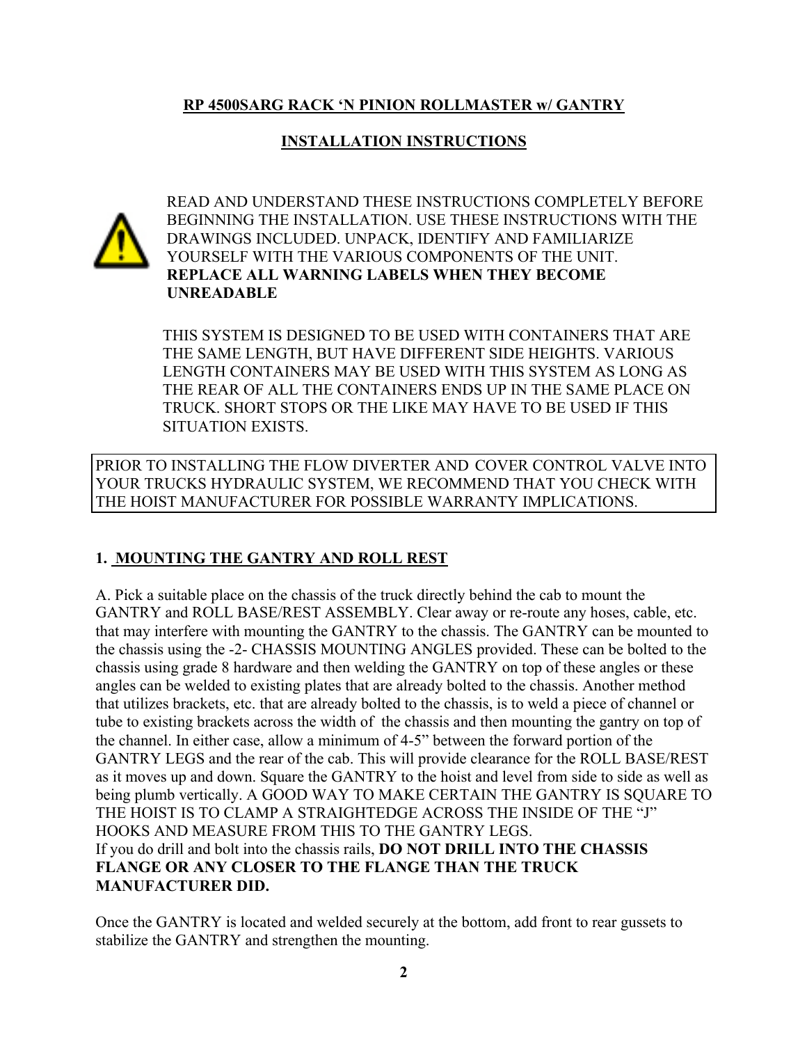# RP 4500SARG RACK 'N PINION ROLLMASTER w/ GANTRY

## INSTALLATION INSTRUCTIONS

READ AND UNDERSTAND THESE INSTRUCTIONS COMPLETELY BEFORE BEGINNING THE INSTALLATION. USE THESE INSTRUCTIONS WITH THE DRAWINGS INCLUDED. UNPACK, IDENTIFY AND FAMILIARIZE YOURSELF WITH THE VARIOUS COMPONENTS OF THE UNIT. **REPLACE ALL WARNING LABELS WHEN THEY BECOME UNREADABLE**

THIS SYSTEM IS DESIGNED TO BE USED WITH CONTAINERS THAT ARE THE SAME LENGTH, BUT HAVE DIFFERENT SIDE HEIGHTS. VARIOUS LENGTH CONTAINERS MAY BE USED WITH THIS SYSTEM AS LONG AS THE REAR OF ALL THE CONTAINERS ENDS UP IN THE SAME PLACE ON TRUCK. SHORT STOPS OR THE LIKE MAY HAVE TO BE USED IF THIS SITUATION EXISTS.

PRIOR TO INSTALLING THE FLOW DIVERTER AND COVER CONTROL VALVE INTO YOUR TRUCKS HYDRAULIC SYSTEM, WE RECOMMEND THAT YOU CHECK WITH THE HOIST MANUFACTURER FOR POSSIBLE WARRANTY IMPLICATIONS.

### 1. MOUNTING THE GANTRY AND ROLL REST

A. Pick a suitable place on the chassis of the truck directly behind the cab to mount the GANTRY and ROLL BASE/REST ASSEMBLY. Clear away or re-route any hoses, cable, etc. that may interfere with mounting the GANTRY to the chassis. The GANTRY can be mounted to the chassis using the -2- CHASSIS MOUNTING ANGLES provided. These can be bolted to the chassis using grade 8 hardware and then welding the GANTRY on top of these angles or these angles can be welded to existing plates that are already bolted to the chassis. Another method that utilizes brackets, etc. that are already bolted to the chassis, is to weld a piece of channel or tube to existing brackets across the width of the chassis and then mounting the gantry on top of the channel. In either case, allow a minimum of 4-5" between the forward portion of the GANTRY LEGS and the rear of the cab. This will provide clearance for the ROLL BASE/REST as it moves up and down. Square the GANTRY to the hoist and level from side to side as well as being plumb vertically. A GOOD WAY TO MAKE CERTAIN THE GANTRY IS SQUARE TO THE HOIST IS TO CLAMP A STRAIGHTEDGE ACROSS THE INSIDE OF THE "J" HOOKS AND MEASURE FROM THIS TO THE GANTRY LEGS.
If you do drill and bolt into the chassis rails, **DO NOT DRILL INTO THE CHASSIS FLANGE OR ANY CLOSER TO THE FLANGE THAN THE TRUCK MANUFACTURER DID.**

Once the GANTRY is located and welded securely at the bottom, add front to rear gussets to stabilize the GANTRY and strengthen the mounting.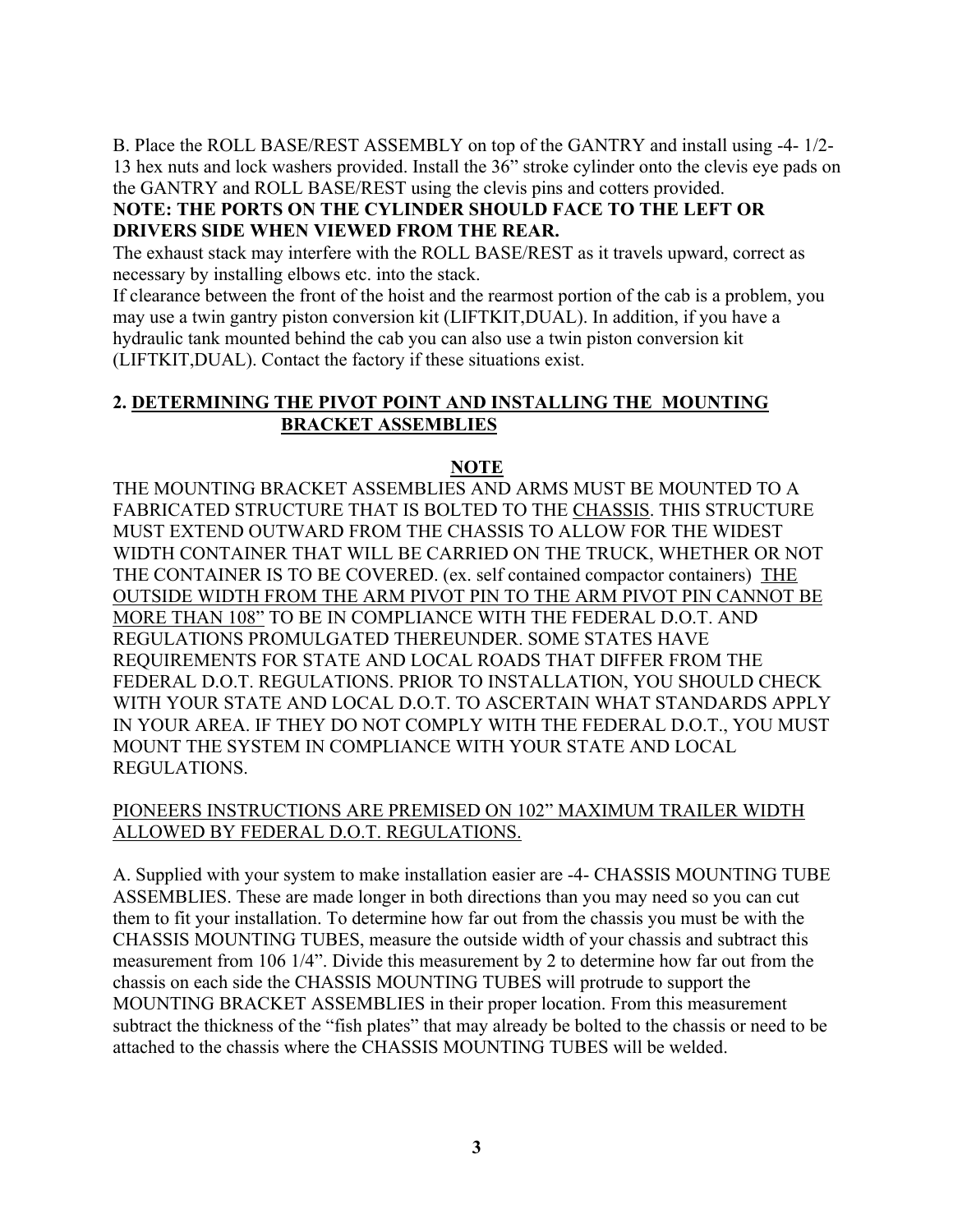B. Place the ROLL BASE/REST ASSEMBLY on top of the GANTRY and install using -4- 1/2-13 hex nuts and lock washers provided. Install the 36" stroke cylinder onto the clevis eye pads on the GANTRY and ROLL BASE/REST using the clevis pins and cotters provided.

**NOTE: THE PORTS ON THE CYLINDER SHOULD FACE TO THE LEFT OR DRIVERS SIDE WHEN VIEWED FROM THE REAR.**

The exhaust stack may interfere with the ROLL BASE/REST as it travels upward, correct as necessary by installing elbows etc. into the stack.

If clearance between the front of the hoist and the rearmost portion of the cab is a problem, you may use a twin gantry piston conversion kit (LIFTKIT,DUAL). In addition, if you have a hydraulic tank mounted behind the cab you can also use a twin piston conversion kit (LIFTKIT,DUAL). Contact the factory if these situations exist.

## 2. DETERMINING THE PIVOT POINT AND INSTALLING THE MOUNTING BRACKET ASSEMBLIES

**NOTE**

THE MOUNTING BRACKET ASSEMBLIES AND ARMS MUST BE MOUNTED TO A FABRICATED STRUCTURE THAT IS BOLTED TO THE CHASSIS. THIS STRUCTURE MUST EXTEND OUTWARD FROM THE CHASSIS TO ALLOW FOR THE WIDEST WIDTH CONTAINER THAT WILL BE CARRIED ON THE TRUCK, WHETHER OR NOT THE CONTAINER IS TO BE COVERED. (ex. self contained compactor containers) THE OUTSIDE WIDTH FROM THE ARM PIVOT PIN TO THE ARM PIVOT PIN CANNOT BE MORE THAN 108" TO BE IN COMPLIANCE WITH THE FEDERAL D.O.T. AND REGULATIONS PROMULGATED THEREUNDER. SOME STATES HAVE REQUIREMENTS FOR STATE AND LOCAL ROADS THAT DIFFER FROM THE FEDERAL D.O.T. REGULATIONS. PRIOR TO INSTALLATION, YOU SHOULD CHECK WITH YOUR STATE AND LOCAL D.O.T. TO ASCERTAIN WHAT STANDARDS APPLY IN YOUR AREA. IF THEY DO NOT COMPLY WITH THE FEDERAL D.O.T., YOU MUST MOUNT THE SYSTEM IN COMPLIANCE WITH YOUR STATE AND LOCAL REGULATIONS.

PIONEERS INSTRUCTIONS ARE PREMISED ON 102" MAXIMUM TRAILER WIDTH ALLOWED BY FEDERAL D.O.T. REGULATIONS.

A. Supplied with your system to make installation easier are -4- CHASSIS MOUNTING TUBE ASSEMBLIES. These are made longer in both directions than you may need so you can cut them to fit your installation. To determine how far out from the chassis you must be with the CHASSIS MOUNTING TUBES, measure the outside width of your chassis and subtract this measurement from 106 1/4". Divide this measurement by 2 to determine how far out from the chassis on each side the CHASSIS MOUNTING TUBES will protrude to support the MOUNTING BRACKET ASSEMBLIES in their proper location. From this measurement subtract the thickness of the "fish plates" that may already be bolted to the chassis or need to be attached to the chassis where the CHASSIS MOUNTING TUBES will be welded.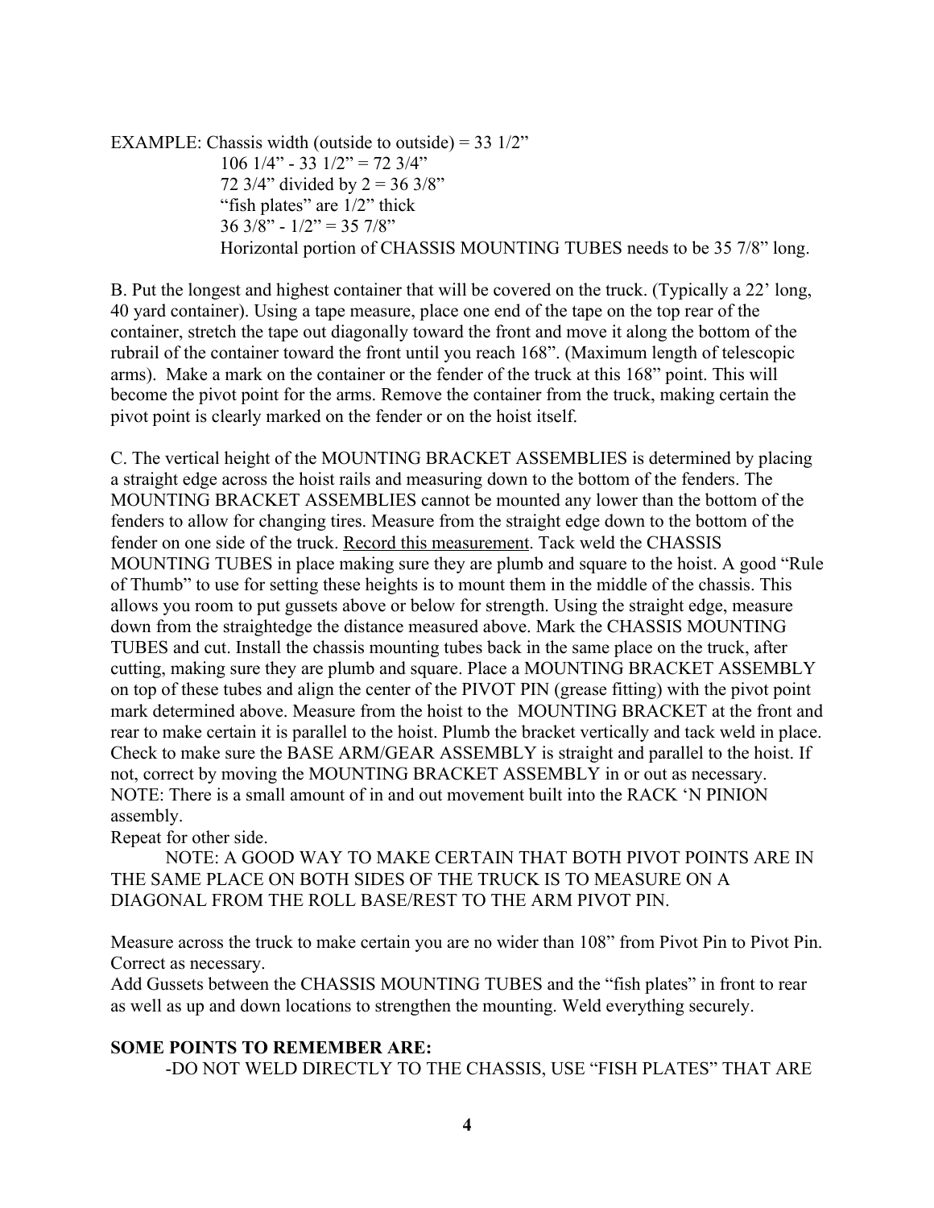EXAMPLE: Chassis width (outside to outside) = 33 1/2”

106 1/4” - 33 1/2” = 72 3/4”
72 3/4” divided by 2 = 36 3/8”
“fish plates” are 1/2” thick
36 3/8” - 1/2” = 35 7/8”
Horizontal portion of CHASSIS MOUNTING TUBES needs to be 35 7/8” long.

B. Put the longest and highest container that will be covered on the truck. (Typically a 22’ long, 40 yard container). Using a tape measure, place one end of the tape on the top rear of the container, stretch the tape out diagonally toward the front and move it along the bottom of the rubrail of the container toward the front until you reach 168”. (Maximum length of telescopic arms). Make a mark on the container or the fender of the truck at this 168” point. This will become the pivot point for the arms. Remove the container from the truck, making certain the pivot point is clearly marked on the fender or on the hoist itself.

C. The vertical height of the MOUNTING BRACKET ASSEMBLIES is determined by placing a straight edge across the hoist rails and measuring down to the bottom of the fenders. The MOUNTING BRACKET ASSEMBLIES cannot be mounted any lower than the bottom of the fenders to allow for changing tires. Measure from the straight edge down to the bottom of the fender on one side of the truck. Record this measurement. Tack weld the CHASSIS MOUNTING TUBES in place making sure they are plumb and square to the hoist. A good “Rule of Thumb” to use for setting these heights is to mount them in the middle of the chassis. This allows you room to put gussets above or below for strength. Using the straight edge, measure down from the straightedge the distance measured above. Mark the CHASSIS MOUNTING TUBES and cut. Install the chassis mounting tubes back in the same place on the truck, after cutting, making sure they are plumb and square. Place a MOUNTING BRACKET ASSEMBLY on top of these tubes and align the center of the PIVOT PIN (grease fitting) with the pivot point mark determined above. Measure from the hoist to the MOUNTING BRACKET at the front and rear to make certain it is parallel to the hoist. Plumb the bracket vertically and tack weld in place. Check to make sure the BASE ARM/GEAR ASSEMBLY is straight and parallel to the hoist. If not, correct by moving the MOUNTING BRACKET ASSEMBLY in or out as necessary. NOTE: There is a small amount of in and out movement built into the RACK ‘N PINION assembly.
Repeat for other side.

NOTE: A GOOD WAY TO MAKE CERTAIN THAT BOTH PIVOT POINTS ARE IN THE SAME PLACE ON BOTH SIDES OF THE TRUCK IS TO MEASURE ON A DIAGONAL FROM THE ROLL BASE/REST TO THE ARM PIVOT PIN.

Measure across the truck to make certain you are no wider than 108” from Pivot Pin to Pivot Pin. Correct as necessary.
Add Gussets between the CHASSIS MOUNTING TUBES and the “fish plates” in front to rear as well as up and down locations to strengthen the mounting. Weld everything securely.

**SOME POINTS TO REMEMBER ARE:**

-DO NOT WELD DIRECTLY TO THE CHASSIS, USE “FISH PLATES” THAT ARE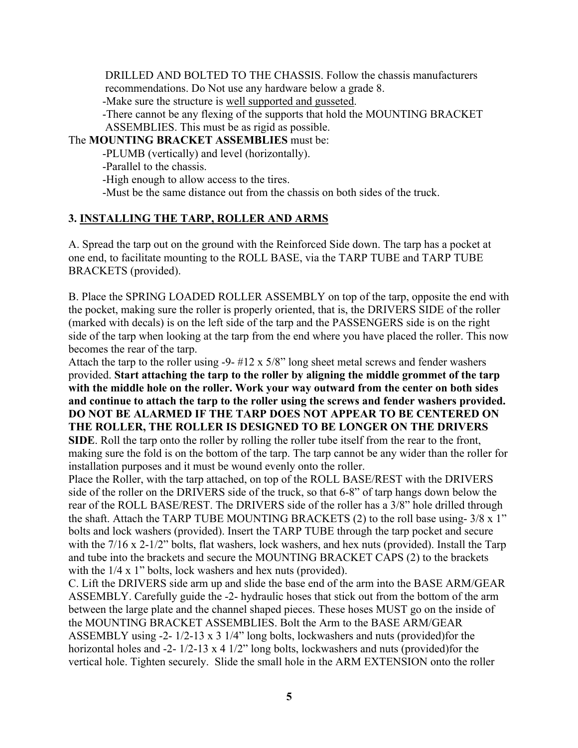DRILLED AND BOLTED TO THE CHASSIS. Follow the chassis manufacturers recommendations. Do Not use any hardware below a grade 8.

-Make sure the structure is well supported and gusseted.

-There cannot be any flexing of the supports that hold the MOUNTING BRACKET ASSEMBLIES. This must be as rigid as possible.

The **MOUNTING BRACKET ASSEMBLIES** must be:

-PLUMB (vertically) and level (horizontally).

-Parallel to the chassis.

-High enough to allow access to the tires.

-Must be the same distance out from the chassis on both sides of the truck.

### 3. INSTALLING THE TARP, ROLLER AND ARMS

A. Spread the tarp out on the ground with the Reinforced Side down. The tarp has a pocket at one end, to facilitate mounting to the ROLL BASE, via the TARP TUBE and TARP TUBE BRACKETS (provided).

B. Place the SPRING LOADED ROLLER ASSEMBLY on top of the tarp, opposite the end with the pocket, making sure the roller is properly oriented, that is, the DRIVERS SIDE of the roller (marked with decals) is on the left side of the tarp and the PASSENGERS side is on the right side of the tarp when looking at the tarp from the end where you have placed the roller. This now becomes the rear of the tarp.

Attach the tarp to the roller using -9- #12 x 5/8" long sheet metal screws and fender washers provided. **Start attaching the tarp to the roller by aligning the middle grommet of the tarp with the middle hole on the roller. Work your way outward from the center on both sides and continue to attach the tarp to the roller using the screws and fender washers provided. DO NOT BE ALARMED IF THE TARP DOES NOT APPEAR TO BE CENTERED ON THE ROLLER, THE ROLLER IS DESIGNED TO BE LONGER ON THE DRIVERS SIDE**. Roll the tarp onto the roller by rolling the roller tube itself from the rear to the front, making sure the fold is on the bottom of the tarp. The tarp cannot be any wider than the roller for installation purposes and it must be wound evenly onto the roller.

Place the Roller, with the tarp attached, on top of the ROLL BASE/REST with the DRIVERS side of the roller on the DRIVERS side of the truck, so that 6-8" of tarp hangs down below the rear of the ROLL BASE/REST. The DRIVERS side of the roller has a 3/8" hole drilled through the shaft. Attach the TARP TUBE MOUNTING BRACKETS (2) to the roll base using- 3/8 x 1" bolts and lock washers (provided). Insert the TARP TUBE through the tarp pocket and secure with the 7/16 x 2-1/2" bolts, flat washers, lock washers, and hex nuts (provided). Install the Tarp and tube into the brackets and secure the MOUNTING BRACKET CAPS (2) to the brackets with the 1/4 x 1" bolts, lock washers and hex nuts (provided).

C. Lift the DRIVERS side arm up and slide the base end of the arm into the BASE ARM/GEAR ASSEMBLY. Carefully guide the -2- hydraulic hoses that stick out from the bottom of the arm between the large plate and the channel shaped pieces. These hoses MUST go on the inside of the MOUNTING BRACKET ASSEMBLIES. Bolt the Arm to the BASE ARM/GEAR ASSEMBLY using -2- 1/2-13 x 3 1/4" long bolts, lockwashers and nuts (provided)for the horizontal holes and -2- 1/2-13 x 4 1/2" long bolts, lockwashers and nuts (provided)for the vertical hole. Tighten securely. Slide the small hole in the ARM EXTENSION onto the roller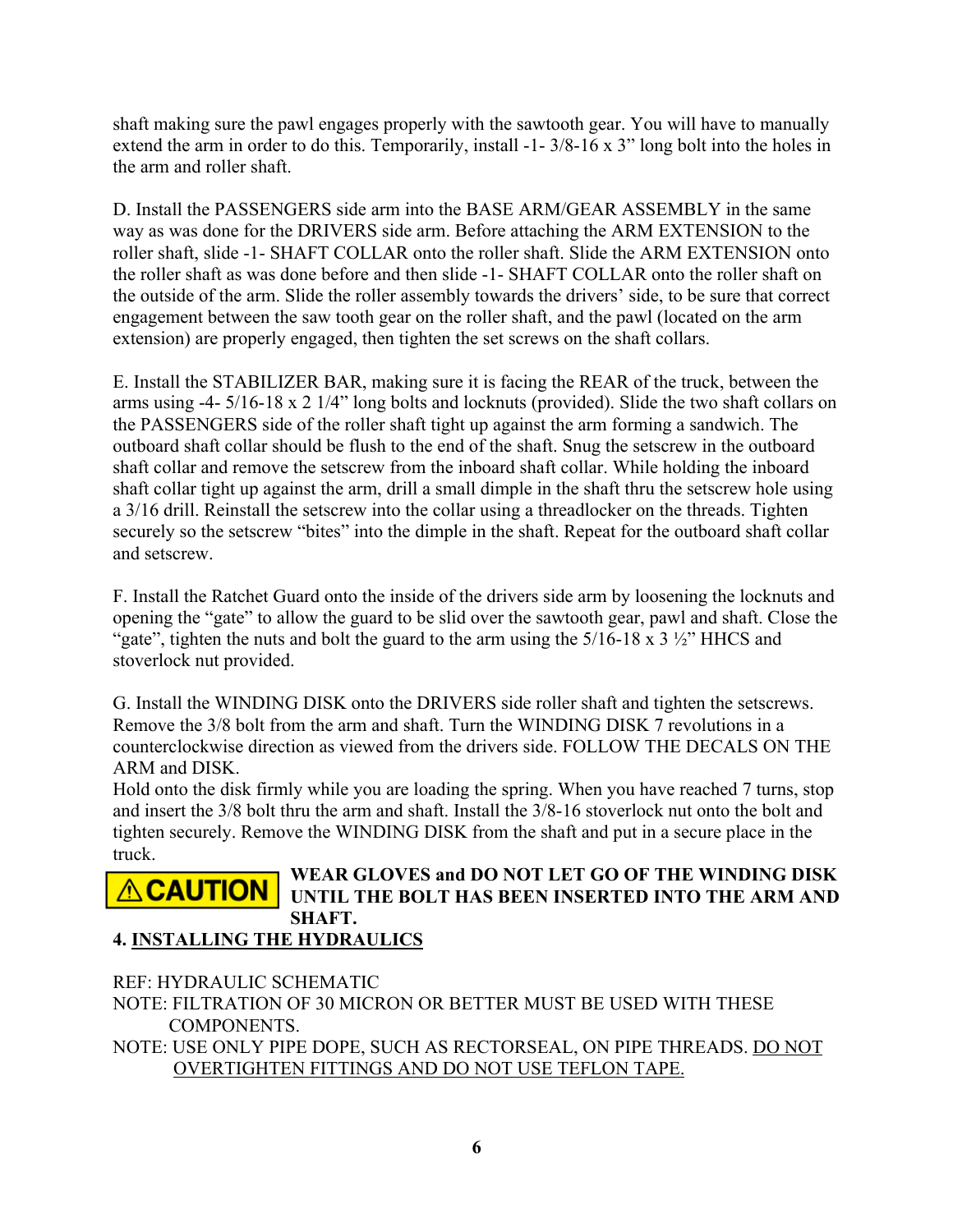shaft making sure the pawl engages properly with the sawtooth gear. You will have to manually extend the arm in order to do this. Temporarily, install -1- 3/8-16 x 3" long bolt into the holes in the arm and roller shaft.

D. Install the PASSENGERS side arm into the BASE ARM/GEAR ASSEMBLY in the same way as was done for the DRIVERS side arm. Before attaching the ARM EXTENSION to the roller shaft, slide -1- SHAFT COLLAR onto the roller shaft. Slide the ARM EXTENSION onto the roller shaft as was done before and then slide -1- SHAFT COLLAR onto the roller shaft on the outside of the arm. Slide the roller assembly towards the drivers' side, to be sure that correct engagement between the saw tooth gear on the roller shaft, and the pawl (located on the arm extension) are properly engaged, then tighten the set screws on the shaft collars.

E. Install the STABILIZER BAR, making sure it is facing the REAR of the truck, between the arms using -4- 5/16-18 x 2 1/4" long bolts and locknuts (provided). Slide the two shaft collars on the PASSENGERS side of the roller shaft tight up against the arm forming a sandwich. The outboard shaft collar should be flush to the end of the shaft. Snug the setscrew in the outboard shaft collar and remove the setscrew from the inboard shaft collar. While holding the inboard shaft collar tight up against the arm, drill a small dimple in the shaft thru the setscrew hole using a 3/16 drill. Reinstall the setscrew into the collar using a threadlocker on the threads. Tighten securely so the setscrew "bites" into the dimple in the shaft. Repeat for the outboard shaft collar and setscrew.

F. Install the Ratchet Guard onto the inside of the drivers side arm by loosening the locknuts and opening the "gate" to allow the guard to be slid over the sawtooth gear, pawl and shaft. Close the "gate", tighten the nuts and bolt the guard to the arm using the 5/16-18 x 3 ½" HHCS and stoverlock nut provided.

G. Install the WINDING DISK onto the DRIVERS side roller shaft and tighten the setscrews. Remove the 3/8 bolt from the arm and shaft. Turn the WINDING DISK 7 revolutions in a counterclockwise direction as viewed from the drivers side. FOLLOW THE DECALS ON THE ARM and DISK.
Hold onto the disk firmly while you are loading the spring. When you have reached 7 turns, stop and insert the 3/8 bolt thru the arm and shaft. Install the 3/8-16 stoverlock nut onto the bolt and tighten securely. Remove the WINDING DISK from the shaft and put in a secure place in the truck.

**⚠CAUTION** **WEAR GLOVES and DO NOT LET GO OF THE WINDING DISK UNTIL THE BOLT HAS BEEN INSERTED INTO THE ARM AND SHAFT.**

## 4. INSTALLING THE HYDRAULICS

REF: HYDRAULIC SCHEMATIC

NOTE: FILTRATION OF 30 MICRON OR BETTER MUST BE USED WITH THESE COMPONENTS.

NOTE: USE ONLY PIPE DOPE, SUCH AS RECTORSEAL, ON PIPE THREADS. DO NOT OVERTIGHTEN FITTINGS AND DO NOT USE TEFLON TAPE.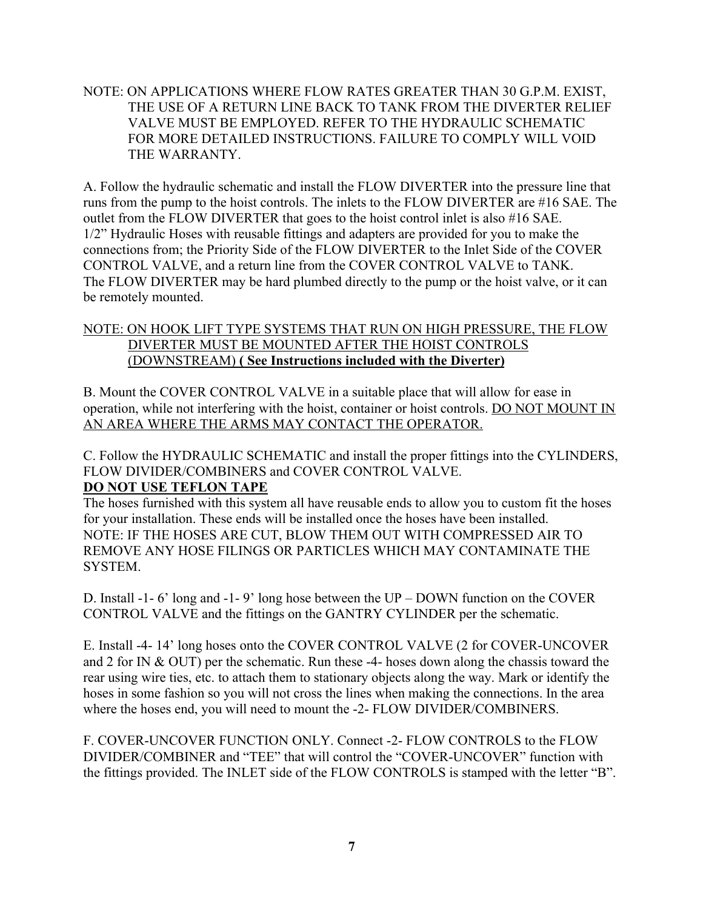NOTE: ON APPLICATIONS WHERE FLOW RATES GREATER THAN 30 G.P.M. EXIST, THE USE OF A RETURN LINE BACK TO TANK FROM THE DIVERTER RELIEF VALVE MUST BE EMPLOYED. REFER TO THE HYDRAULIC SCHEMATIC FOR MORE DETAILED INSTRUCTIONS. FAILURE TO COMPLY WILL VOID THE WARRANTY.

A. Follow the hydraulic schematic and install the FLOW DIVERTER into the pressure line that runs from the pump to the hoist controls. The inlets to the FLOW DIVERTER are #16 SAE. The outlet from the FLOW DIVERTER that goes to the hoist control inlet is also #16 SAE.
1/2" Hydraulic Hoses with reusable fittings and adapters are provided for you to make the connections from; the Priority Side of the FLOW DIVERTER to the Inlet Side of the COVER CONTROL VALVE, and a return line from the COVER CONTROL VALVE to TANK.
The FLOW DIVERTER may be hard plumbed directly to the pump or the hoist valve, or it can be remotely mounted.

NOTE: ON HOOK LIFT TYPE SYSTEMS THAT RUN ON HIGH PRESSURE, THE FLOW DIVERTER MUST BE MOUNTED AFTER THE HOIST CONTROLS (DOWNSTREAM) **( See Instructions included with the Diverter)**

B. Mount the COVER CONTROL VALVE in a suitable place that will allow for ease in operation, while not interfering with the hoist, container or hoist controls. DO NOT MOUNT IN AN AREA WHERE THE ARMS MAY CONTACT THE OPERATOR.

C. Follow the HYDRAULIC SCHEMATIC and install the proper fittings into the CYLINDERS, FLOW DIVIDER/COMBINERS and COVER CONTROL VALVE.
**DO NOT USE TEFLON TAPE**
The hoses furnished with this system all have reusable ends to allow you to custom fit the hoses for your installation. These ends will be installed once the hoses have been installed.
NOTE: IF THE HOSES ARE CUT, BLOW THEM OUT WITH COMPRESSED AIR TO REMOVE ANY HOSE FILINGS OR PARTICLES WHICH MAY CONTAMINATE THE SYSTEM.

D. Install -1- 6' long and -1- 9' long hose between the UP – DOWN function on the COVER CONTROL VALVE and the fittings on the GANTRY CYLINDER per the schematic.

E. Install -4- 14' long hoses onto the COVER CONTROL VALVE (2 for COVER-UNCOVER and 2 for IN & OUT) per the schematic. Run these -4- hoses down along the chassis toward the rear using wire ties, etc. to attach them to stationary objects along the way. Mark or identify the hoses in some fashion so you will not cross the lines when making the connections. In the area where the hoses end, you will need to mount the -2- FLOW DIVIDER/COMBINERS.

F. COVER-UNCOVER FUNCTION ONLY. Connect -2- FLOW CONTROLS to the FLOW DIVIDER/COMBINER and "TEE" that will control the "COVER-UNCOVER" function with the fittings provided. The INLET side of the FLOW CONTROLS is stamped with the letter "B".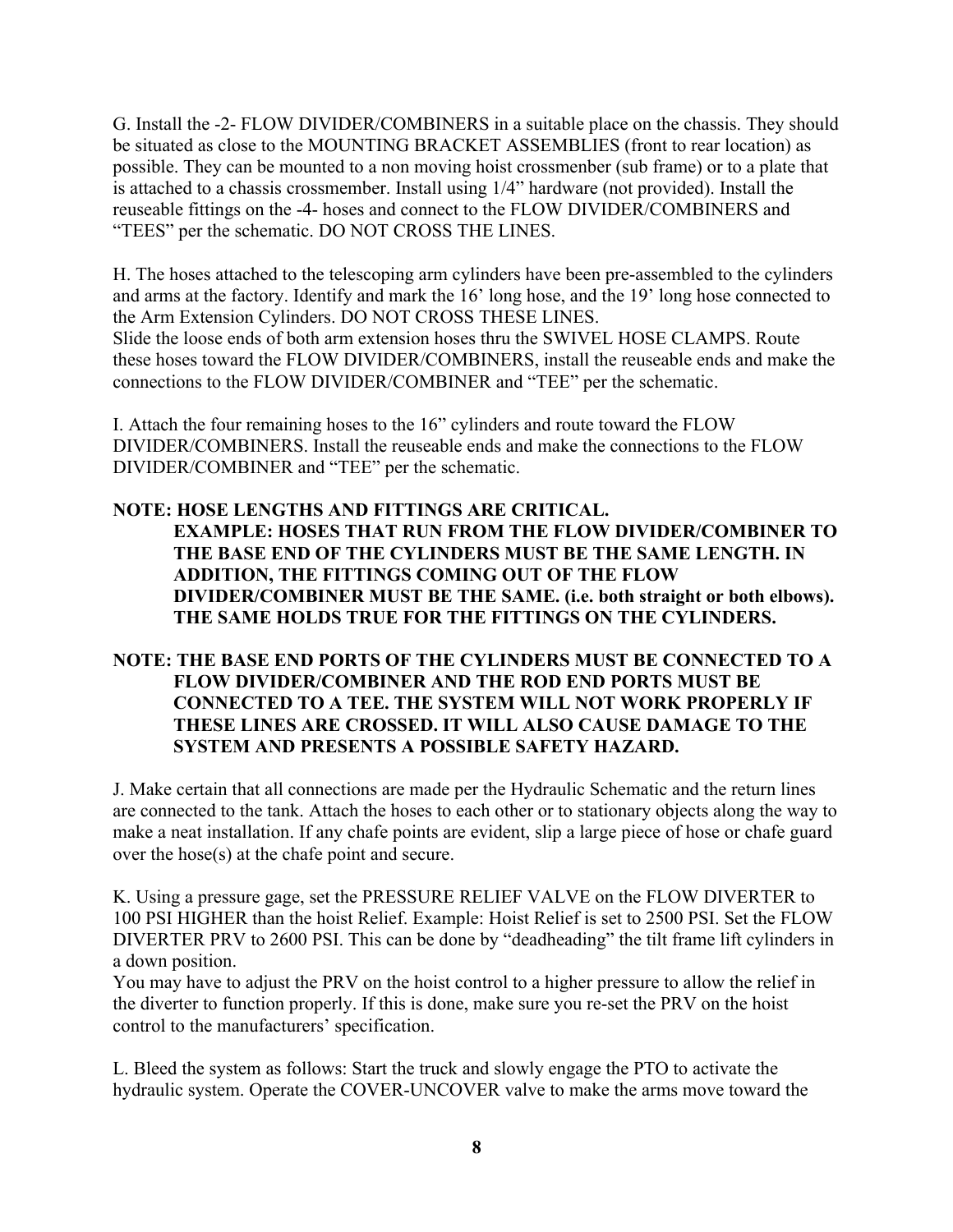G. Install the -2- FLOW DIVIDER/COMBINERS in a suitable place on the chassis. They should be situated as close to the MOUNTING BRACKET ASSEMBLIES (front to rear location) as possible. They can be mounted to a non moving hoist crossmenber (sub frame) or to a plate that is attached to a chassis crossmember. Install using 1/4" hardware (not provided). Install the reuseable fittings on the -4- hoses and connect to the FLOW DIVIDER/COMBINERS and "TEES" per the schematic. DO NOT CROSS THE LINES.

H. The hoses attached to the telescoping arm cylinders have been pre-assembled to the cylinders and arms at the factory. Identify and mark the 16' long hose, and the 19' long hose connected to the Arm Extension Cylinders. DO NOT CROSS THESE LINES.
Slide the loose ends of both arm extension hoses thru the SWIVEL HOSE CLAMPS. Route these hoses toward the FLOW DIVIDER/COMBINERS, install the reuseable ends and make the connections to the FLOW DIVIDER/COMBINER and "TEE" per the schematic.

I. Attach the four remaining hoses to the 16" cylinders and route toward the FLOW DIVIDER/COMBINERS. Install the reuseable ends and make the connections to the FLOW DIVIDER/COMBINER and "TEE" per the schematic.

**NOTE: HOSE LENGTHS AND FITTINGS ARE CRITICAL.
EXAMPLE: HOSES THAT RUN FROM THE FLOW DIVIDER/COMBINER TO THE BASE END OF THE CYLINDERS MUST BE THE SAME LENGTH. IN ADDITION, THE FITTINGS COMING OUT OF THE FLOW DIVIDER/COMBINER MUST BE THE SAME. (i.e. both straight or both elbows). THE SAME HOLDS TRUE FOR THE FITTINGS ON THE CYLINDERS.**

**NOTE: THE BASE END PORTS OF THE CYLINDERS MUST BE CONNECTED TO A FLOW DIVIDER/COMBINER AND THE ROD END PORTS MUST BE CONNECTED TO A TEE. THE SYSTEM WILL NOT WORK PROPERLY IF THESE LINES ARE CROSSED. IT WILL ALSO CAUSE DAMAGE TO THE SYSTEM AND PRESENTS A POSSIBLE SAFETY HAZARD.**

J. Make certain that all connections are made per the Hydraulic Schematic and the return lines are connected to the tank. Attach the hoses to each other or to stationary objects along the way to make a neat installation. If any chafe points are evident, slip a large piece of hose or chafe guard over the hose(s) at the chafe point and secure.

K. Using a pressure gage, set the PRESSURE RELIEF VALVE on the FLOW DIVERTER to 100 PSI HIGHER than the hoist Relief. Example: Hoist Relief is set to 2500 PSI. Set the FLOW DIVERTER PRV to 2600 PSI. This can be done by "deadheading" the tilt frame lift cylinders in a down position.
You may have to adjust the PRV on the hoist control to a higher pressure to allow the relief in the diverter to function properly. If this is done, make sure you re-set the PRV on the hoist control to the manufacturers' specification.

L. Bleed the system as follows: Start the truck and slowly engage the PTO to activate the hydraulic system. Operate the COVER-UNCOVER valve to make the arms move toward the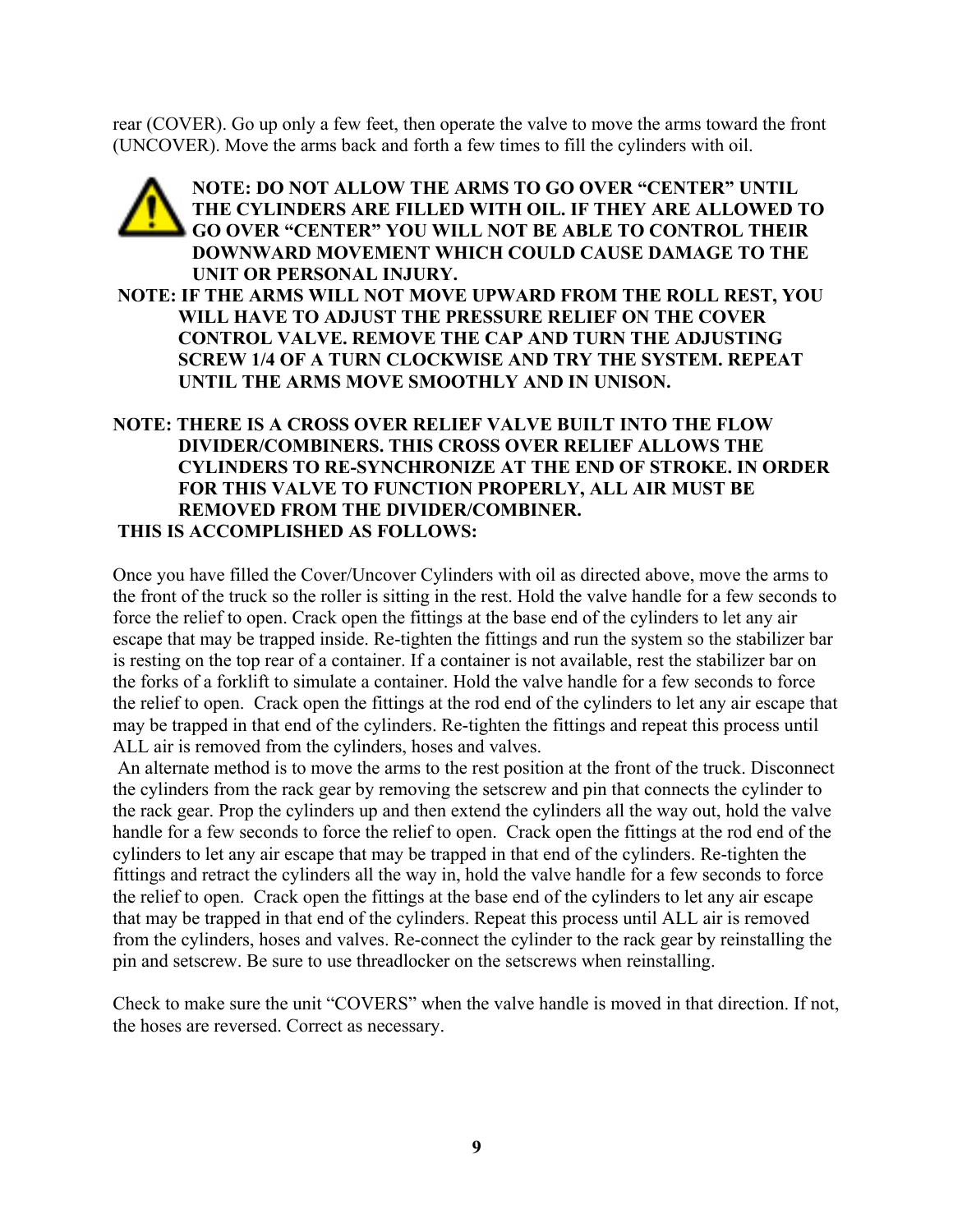rear (COVER). Go up only a few feet, then operate the valve to move the arms toward the front (UNCOVER). Move the arms back and forth a few times to fill the cylinders with oil.

**NOTE: DO NOT ALLOW THE ARMS TO GO OVER "CENTER" UNTIL THE CYLINDERS ARE FILLED WITH OIL. IF THEY ARE ALLOWED TO GO OVER "CENTER" YOU WILL NOT BE ABLE TO CONTROL THEIR DOWNWARD MOVEMENT WHICH COULD CAUSE DAMAGE TO THE UNIT OR PERSONAL INJURY.**

**NOTE: IF THE ARMS WILL NOT MOVE UPWARD FROM THE ROLL REST, YOU WILL HAVE TO ADJUST THE PRESSURE RELIEF ON THE COVER CONTROL VALVE. REMOVE THE CAP AND TURN THE ADJUSTING SCREW 1/4 OF A TURN CLOCKWISE AND TRY THE SYSTEM. REPEAT UNTIL THE ARMS MOVE SMOOTHLY AND IN UNISON.**

**NOTE: THERE IS A CROSS OVER RELIEF VALVE BUILT INTO THE FLOW DIVIDER/COMBINERS. THIS CROSS OVER RELIEF ALLOWS THE CYLINDERS TO RE-SYNCHRONIZE AT THE END OF STROKE. IN ORDER FOR THIS VALVE TO FUNCTION PROPERLY, ALL AIR MUST BE REMOVED FROM THE DIVIDER/COMBINER.**

**THIS IS ACCOMPLISHED AS FOLLOWS:**

Once you have filled the Cover/Uncover Cylinders with oil as directed above, move the arms to the front of the truck so the roller is sitting in the rest. Hold the valve handle for a few seconds to force the relief to open. Crack open the fittings at the base end of the cylinders to let any air escape that may be trapped inside. Re-tighten the fittings and run the system so the stabilizer bar is resting on the top rear of a container. If a container is not available, rest the stabilizer bar on the forks of a forklift to simulate a container. Hold the valve handle for a few seconds to force the relief to open. Crack open the fittings at the rod end of the cylinders to let any air escape that may be trapped in that end of the cylinders. Re-tighten the fittings and repeat this process until ALL air is removed from the cylinders, hoses and valves.

An alternate method is to move the arms to the rest position at the front of the truck. Disconnect the cylinders from the rack gear by removing the setscrew and pin that connects the cylinder to the rack gear. Prop the cylinders up and then extend the cylinders all the way out, hold the valve handle for a few seconds to force the relief to open. Crack open the fittings at the rod end of the cylinders to let any air escape that may be trapped in that end of the cylinders. Re-tighten the fittings and retract the cylinders all the way in, hold the valve handle for a few seconds to force the relief to open. Crack open the fittings at the base end of the cylinders to let any air escape that may be trapped in that end of the cylinders. Repeat this process until ALL air is removed from the cylinders, hoses and valves. Re-connect the cylinder to the rack gear by reinstalling the pin and setscrew. Be sure to use threadlocker on the setscrews when reinstalling.

Check to make sure the unit "COVERS" when the valve handle is moved in that direction. If not, the hoses are reversed. Correct as necessary.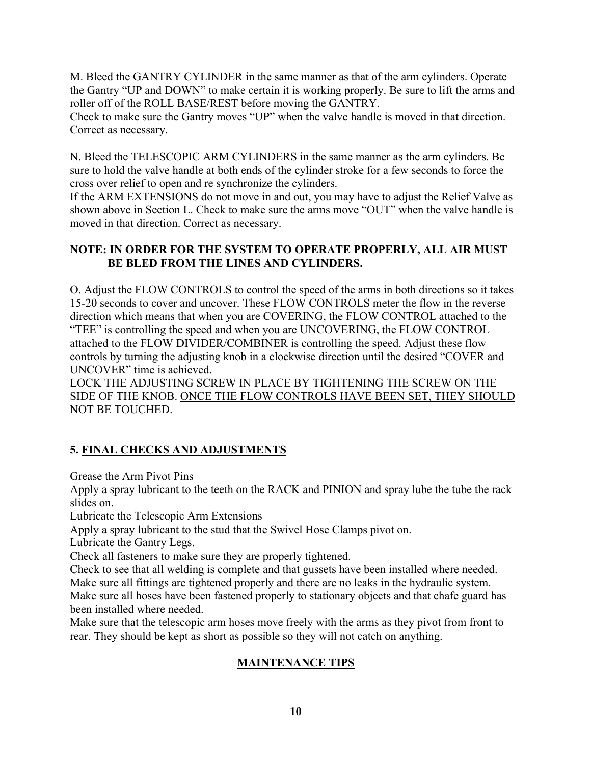M. Bleed the GANTRY CYLINDER in the same manner as that of the arm cylinders. Operate the Gantry "UP and DOWN" to make certain it is working properly. Be sure to lift the arms and roller off of the ROLL BASE/REST before moving the GANTRY.
Check to make sure the Gantry moves "UP" when the valve handle is moved in that direction. Correct as necessary.

N. Bleed the TELESCOPIC ARM CYLINDERS in the same manner as the arm cylinders. Be sure to hold the valve handle at both ends of the cylinder stroke for a few seconds to force the cross over relief to open and re synchronize the cylinders.
If the ARM EXTENSIONS do not move in and out, you may have to adjust the Relief Valve as shown above in Section L. Check to make sure the arms move "OUT" when the valve handle is moved in that direction. Correct as necessary.

**NOTE: IN ORDER FOR THE SYSTEM TO OPERATE PROPERLY, ALL AIR MUST BE BLED FROM THE LINES AND CYLINDERS.**

O. Adjust the FLOW CONTROLS to control the speed of the arms in both directions so it takes 15-20 seconds to cover and uncover. These FLOW CONTROLS meter the flow in the reverse direction which means that when you are COVERING, the FLOW CONTROL attached to the "TEE" is controlling the speed and when you are UNCOVERING, the FLOW CONTROL attached to the FLOW DIVIDER/COMBINER is controlling the speed. Adjust these flow controls by turning the adjusting knob in a clockwise direction until the desired "COVER and UNCOVER" time is achieved.
LOCK THE ADJUSTING SCREW IN PLACE BY TIGHTENING THE SCREW ON THE SIDE OF THE KNOB. <u>ONCE THE FLOW CONTROLS HAVE BEEN SET, THEY SHOULD NOT BE TOUCHED.</u>

## 5. <u>FINAL CHECKS AND ADJUSTMENTS</u>

Grease the Arm Pivot Pins
Apply a spray lubricant to the teeth on the RACK and PINION and spray lube the tube the rack slides on.
Lubricate the Telescopic Arm Extensions
Apply a spray lubricant to the stud that the Swivel Hose Clamps pivot on.
Lubricate the Gantry Legs.
Check all fasteners to make sure they are properly tightened.
Check to see that all welding is complete and that gussets have been installed where needed.
Make sure all fittings are tightened properly and there are no leaks in the hydraulic system.
Make sure all hoses have been fastened properly to stationary objects and that chafe guard has been installed where needed.
Make sure that the telescopic arm hoses move freely with the arms as they pivot from front to rear. They should be kept as short as possible so they will not catch on anything.

## <u>MAINTENANCE TIPS</u>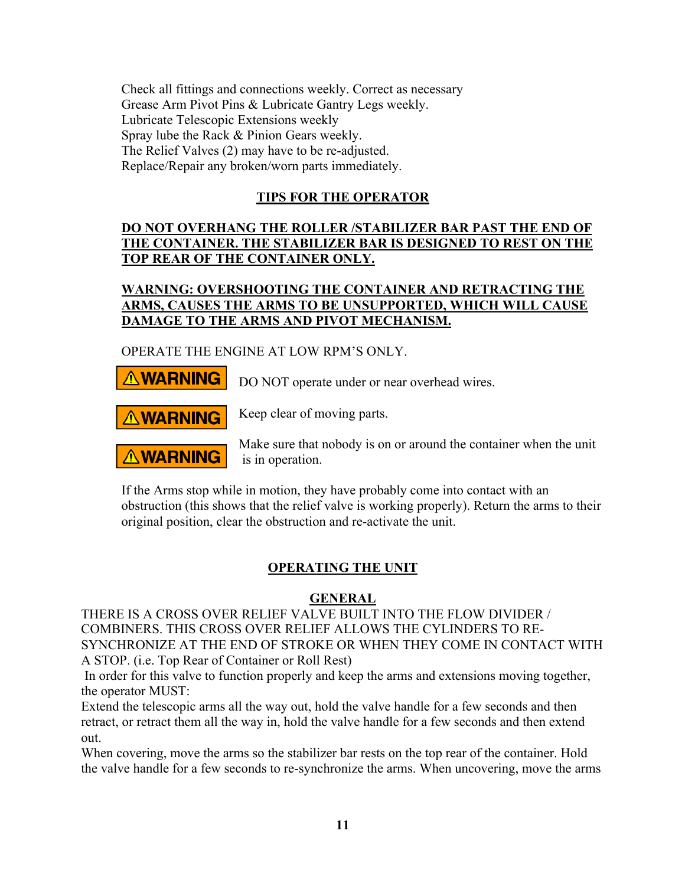Check all fittings and connections weekly. Correct as necessary
Grease Arm Pivot Pins & Lubricate Gantry Legs weekly.
Lubricate Telescopic Extensions weekly
Spray lube the Rack & Pinion Gears weekly.
The Relief Valves (2) may have to be re-adjusted.
Replace/Repair any broken/worn parts immediately.

## TIPS FOR THE OPERATOR

**DO NOT OVERHANG THE ROLLER /STABILIZER BAR PAST THE END OF THE CONTAINER. THE STABILIZER BAR IS DESIGNED TO REST ON THE TOP REAR OF THE CONTAINER ONLY.**

**WARNING: OVERSHOOTING THE CONTAINER AND RETRACTING THE ARMS, CAUSES THE ARMS TO BE UNSUPPORTED, WHICH WILL CAUSE DAMAGE TO THE ARMS AND PIVOT MECHANISM.**

OPERATE THE ENGINE AT LOW RPM'S ONLY.

**⚠WARNING** DO NOT operate under or near overhead wires.

**⚠WARNING** Keep clear of moving parts.

**⚠WARNING** Make sure that nobody is on or around the container when the unit is in operation.

If the Arms stop while in motion, they have probably come into contact with an obstruction (this shows that the relief valve is working properly). Return the arms to their original position, clear the obstruction and re-activate the unit.

## OPERATING THE UNIT

### GENERAL

THERE IS A CROSS OVER RELIEF VALVE BUILT INTO THE FLOW DIVIDER / COMBINERS. THIS CROSS OVER RELIEF ALLOWS THE CYLINDERS TO RE-SYNCHRONIZE AT THE END OF STROKE OR WHEN THEY COME IN CONTACT WITH A STOP. (i.e. Top Rear of Container or Roll Rest)

In order for this valve to function properly and keep the arms and extensions moving together, the operator MUST:

Extend the telescopic arms all the way out, hold the valve handle for a few seconds and then retract, or retract them all the way in, hold the valve handle for a few seconds and then extend out.

When covering, move the arms so the stabilizer bar rests on the top rear of the container. Hold the valve handle for a few seconds to re-synchronize the arms. When uncovering, move the arms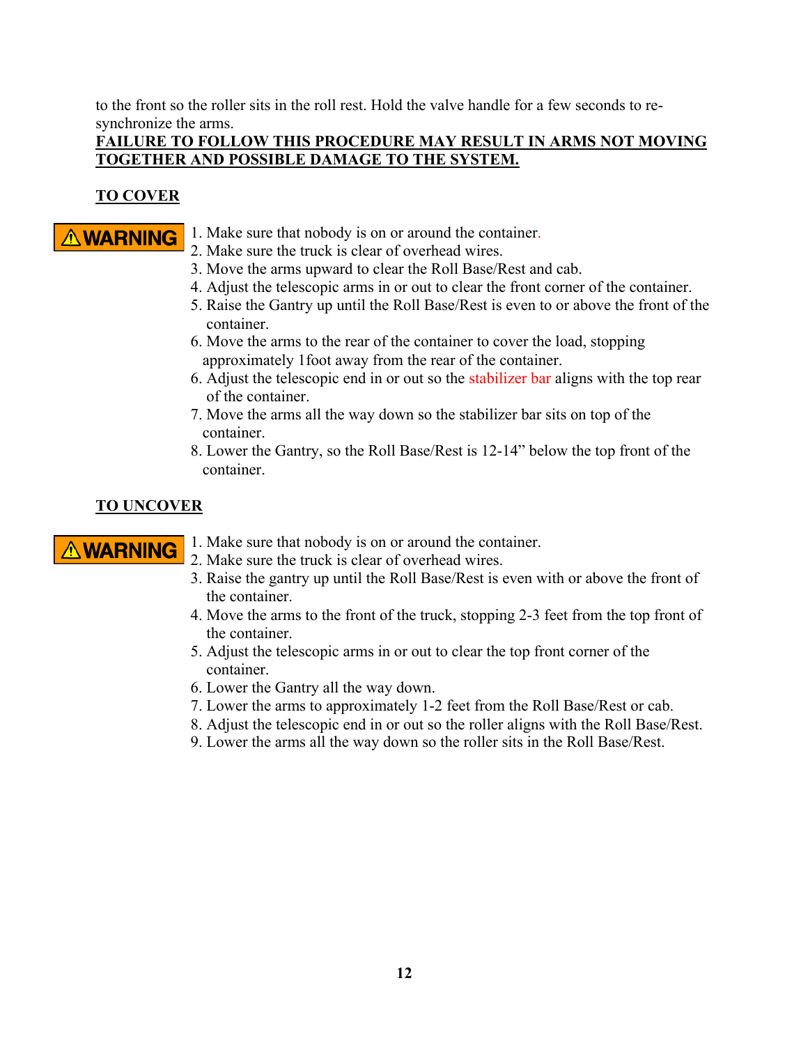to the front so the roller sits in the roll rest. Hold the valve handle for a few seconds to re-synchronize the arms.

**FAILURE TO FOLLOW THIS PROCEDURE MAY RESULT IN ARMS NOT MOVING TOGETHER AND POSSIBLE DAMAGE TO THE SYSTEM.**

**TO COVER**

⚠WARNING

1. Make sure that nobody is on or around the container.
2. Make sure the truck is clear of overhead wires.
3. Move the arms upward to clear the Roll Base/Rest and cab.
4. Adjust the telescopic arms in or out to clear the front corner of the container.
5. Raise the Gantry up until the Roll Base/Rest is even to or above the front of the container.
6. Move the arms to the rear of the container to cover the load, stopping approximately 1foot away from the rear of the container.
6. Adjust the telescopic end in or out so the stabilizer bar aligns with the top rear of the container.
7. Move the arms all the way down so the stabilizer bar sits on top of the container.
8. Lower the Gantry, so the Roll Base/Rest is 12-14" below the top front of the container.

**TO UNCOVER**

⚠WARNING

1. Make sure that nobody is on or around the container.
2. Make sure the truck is clear of overhead wires.
3. Raise the gantry up until the Roll Base/Rest is even with or above the front of the container.
4. Move the arms to the front of the truck, stopping 2-3 feet from the top front of the container.
5. Adjust the telescopic arms in or out to clear the top front corner of the container.
6. Lower the Gantry all the way down.
7. Lower the arms to approximately 1-2 feet from the Roll Base/Rest or cab.
8. Adjust the telescopic end in or out so the roller aligns with the Roll Base/Rest.
9. Lower the arms all the way down so the roller sits in the Roll Base/Rest.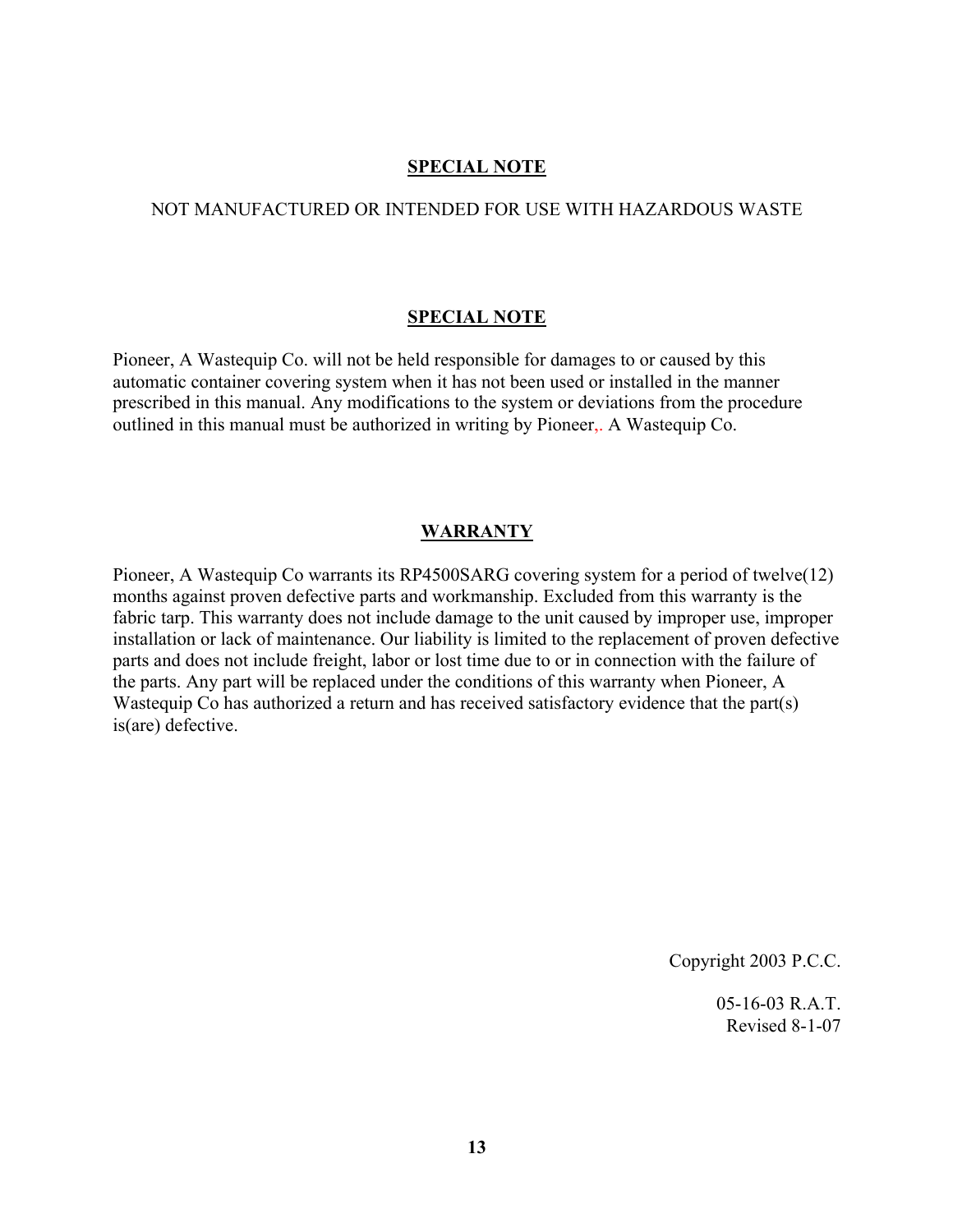## SPECIAL NOTE

NOT MANUFACTURED OR INTENDED FOR USE WITH HAZARDOUS WASTE

## SPECIAL NOTE

Pioneer, A Wastequip Co. will not be held responsible for damages to or caused by this automatic container covering system when it has not been used or installed in the manner prescribed in this manual. Any modifications to the system or deviations from the procedure outlined in this manual must be authorized in writing by Pioneer,. A Wastequip Co.

## WARRANTY

Pioneer, A Wastequip Co warrants its RP4500SARG covering system for a period of twelve(12) months against proven defective parts and workmanship. Excluded from this warranty is the fabric tarp. This warranty does not include damage to the unit caused by improper use, improper installation or lack of maintenance. Our liability is limited to the replacement of proven defective parts and does not include freight, labor or lost time due to or in connection with the failure of the parts. Any part will be replaced under the conditions of this warranty when Pioneer, A Wastequip Co has authorized a return and has received satisfactory evidence that the part(s) is(are) defective.

Copyright 2003 P.C.C.

05-16-03 R.A.T.
Revised 8-1-07